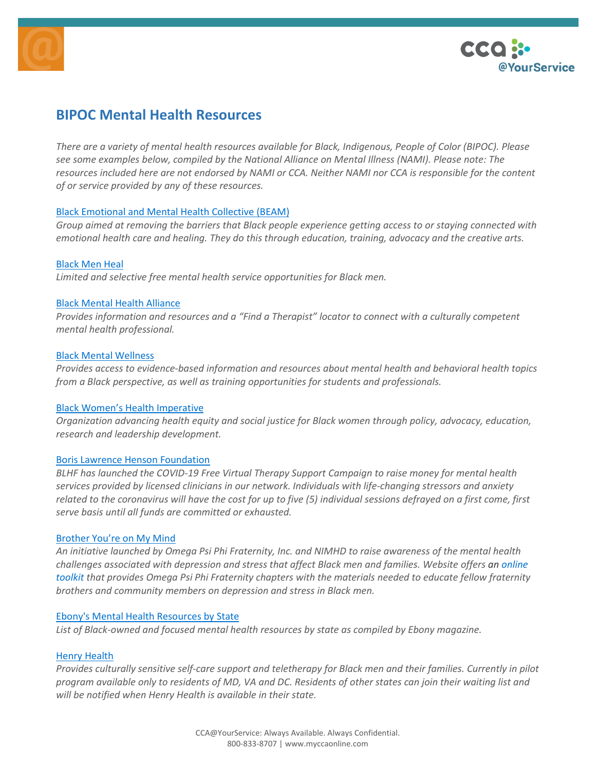# BIPOC Mental Health Resources

*There are a variety of mental health resources available for Black, Indigenous, People of Color (BIPOC). Please see some examples below, compiled by the National Alliance on Mental Illness (NAMI). Please note: The resources included here are not endorsed by NAMI or CCA. Neither NAMI nor CCA is responsible for the content of or service provided by any of these resources.*

Black Emotional and Mental Health Collective (BEAM)
*Group aimed at removing the barriers that Black people experience getting access to or staying connected with emotional health care and healing. They do this through education, training, advocacy and the creative arts.*

Black Men Heal
*Limited and selective free mental health service opportunities for Black men.*

Black Mental Health Alliance
*Provides information and resources and a "Find a Therapist" locator to connect with a culturally competent mental health professional.*

Black Mental Wellness
*Provides access to evidence-based information and resources about mental health and behavioral health topics from a Black perspective, as well as training opportunities for students and professionals.*

Black Women's Health Imperative
*Organization advancing health equity and social justice for Black women through policy, advocacy, education, research and leadership development.*

Boris Lawrence Henson Foundation
*BLHF has launched the COVID-19 Free Virtual Therapy Support Campaign to raise money for mental health services provided by licensed clinicians in our network. Individuals with life-changing stressors and anxiety related to the coronavirus will have the cost for up to five (5) individual sessions defrayed on a first come, first serve basis until all funds are committed or exhausted.*

Brother You're on My Mind
*An initiative launched by Omega Psi Phi Fraternity, Inc. and NIMHD to raise awareness of the mental health challenges associated with depression and stress that affect Black men and families. Website offers an online toolkit that provides Omega Psi Phi Fraternity chapters with the materials needed to educate fellow fraternity brothers and community members on depression and stress in Black men.*

Ebony's Mental Health Resources by State
*List of Black-owned and focused mental health resources by state as compiled by Ebony magazine.*

Henry Health
*Provides culturally sensitive self-care support and teletherapy for Black men and their families. Currently in pilot program available only to residents of MD, VA and DC. Residents of other states can join their waiting list and will be notified when Henry Health is available in their state.*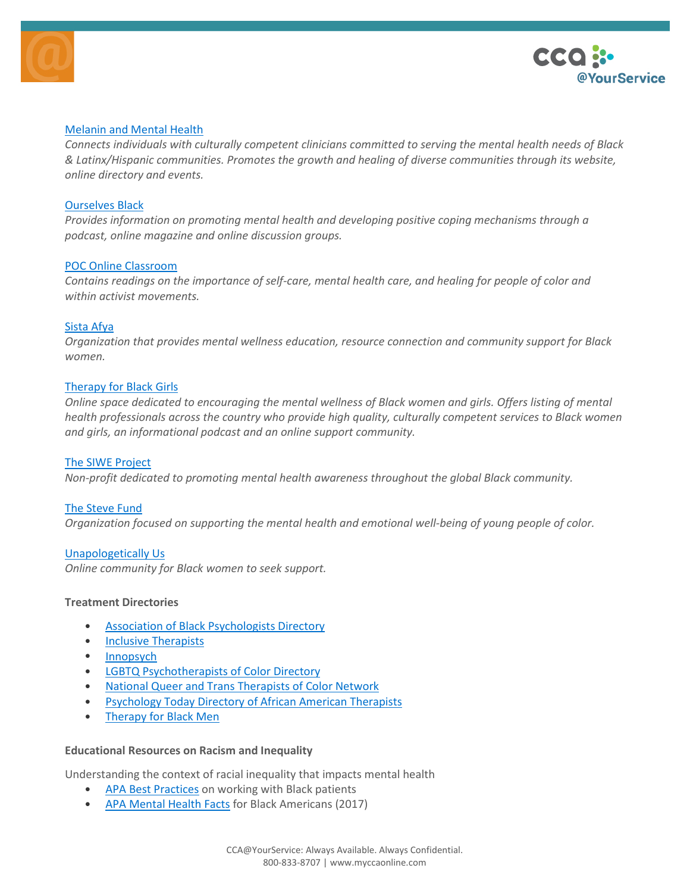[Melanin and Mental Health](#)
*Connects individuals with culturally competent clinicians committed to serving the mental health needs of Black & Latinx/Hispanic communities. Promotes the growth and healing of diverse communities through its website, online directory and events.*

[Ourselves Black](#)
*Provides information on promoting mental health and developing positive coping mechanisms through a podcast, online magazine and online discussion groups.*

[POC Online Classroom](#)
*Contains readings on the importance of self-care, mental health care, and healing for people of color and within activist movements.*

[Sista Afya](#)
*Organization that provides mental wellness education, resource connection and community support for Black women.*

[Therapy for Black Girls](#)
*Online space dedicated to encouraging the mental wellness of Black women and girls. Offers listing of mental health professionals across the country who provide high quality, culturally competent services to Black women and girls, an informational podcast and an online support community.*

[The SIWE Project](#)
*Non-profit dedicated to promoting mental health awareness throughout the global Black community.*

[The Steve Fund](#)
*Organization focused on supporting the mental health and emotional well-being of young people of color.*

[Unapologetically Us](#)
*Online community for Black women to seek support.*

**Treatment Directories**

- [Association of Black Psychologists Directory](#)
- [Inclusive Therapists](#)
- [Innopsych](#)
- [LGBTQ Psychotherapists of Color Directory](#)
- [National Queer and Trans Therapists of Color Network](#)
- [Psychology Today Directory of African American Therapists](#)
- [Therapy for Black Men](#)

**Educational Resources on Racism and Inequality**

Understanding the context of racial inequality that impacts mental health

- [APA Best Practices](#) on working with Black patients
- [APA Mental Health Facts](#) for Black Americans (2017)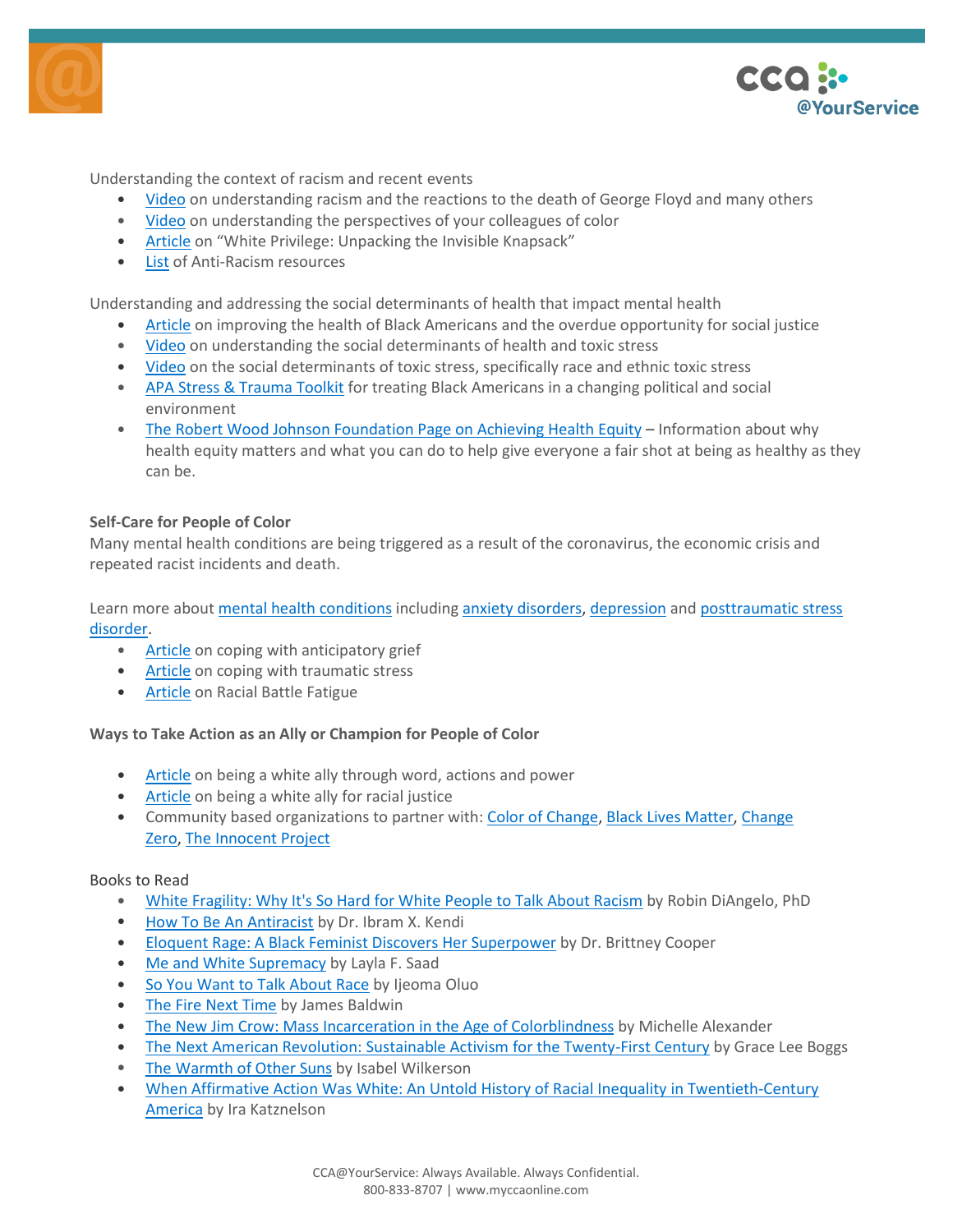Understanding the context of racism and recent events

- Video on understanding racism and the reactions to the death of George Floyd and many others
- Video on understanding the perspectives of your colleagues of color
- Article on “White Privilege: Unpacking the Invisible Knapsack”
- List of Anti-Racism resources

Understanding and addressing the social determinants of health that impact mental health

- Article on improving the health of Black Americans and the overdue opportunity for social justice
- Video on understanding the social determinants of health and toxic stress
- Video on the social determinants of toxic stress, specifically race and ethnic toxic stress
- APA Stress & Trauma Toolkit for treating Black Americans in a changing political and social environment
- The Robert Wood Johnson Foundation Page on Achieving Health Equity – Information about why health equity matters and what you can do to help give everyone a fair shot at being as healthy as they can be.

**Self-Care for People of Color**

Many mental health conditions are being triggered as a result of the coronavirus, the economic crisis and repeated racist incidents and death.

Learn more about mental health conditions including anxiety disorders, depression and posttraumatic stress disorder.

- Article on coping with anticipatory grief
- Article on coping with traumatic stress
- Article on Racial Battle Fatigue

**Ways to Take Action as an Ally or Champion for People of Color**

- Article on being a white ally through word, actions and power
- Article on being a white ally for racial justice
- Community based organizations to partner with: Color of Change, Black Lives Matter, Change Zero, The Innocent Project

Books to Read

- White Fragility: Why It's So Hard for White People to Talk About Racism by Robin DiAngelo, PhD
- How To Be An Antiracist by Dr. Ibram X. Kendi
- Eloquent Rage: A Black Feminist Discovers Her Superpower by Dr. Brittney Cooper
- Me and White Supremacy by Layla F. Saad
- So You Want to Talk About Race by Ijeoma Oluo
- The Fire Next Time by James Baldwin
- The New Jim Crow: Mass Incarceration in the Age of Colorblindness by Michelle Alexander
- The Next American Revolution: Sustainable Activism for the Twenty-First Century by Grace Lee Boggs
- The Warmth of Other Suns by Isabel Wilkerson
- When Affirmative Action Was White: An Untold History of Racial Inequality in Twentieth-Century America by Ira Katznelson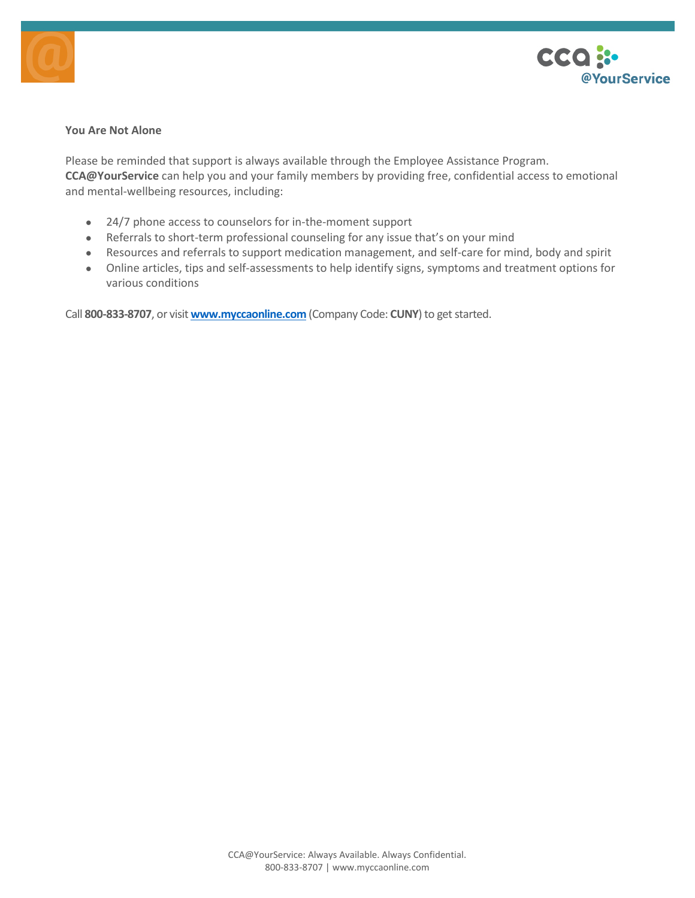**You Are Not Alone**

Please be reminded that support is always available through the Employee Assistance Program. **CCA@YourService** can help you and your family members by providing free, confidential access to emotional and mental-wellbeing resources, including:

- 24/7 phone access to counselors for in-the-moment support
- Referrals to short-term professional counseling for any issue that's on your mind
- Resources and referrals to support medication management, and self-care for mind, body and spirit
- Online articles, tips and self-assessments to help identify signs, symptoms and treatment options for various conditions

Call **800-833-8707**, or visit **[www.myccaonline.com](http://www.myccaonline.com)** (Company Code: **CUNY**) to get started.

CCA@YourService: Always Available. Always Confidential.
800-833-8707 | www.myccaonline.com